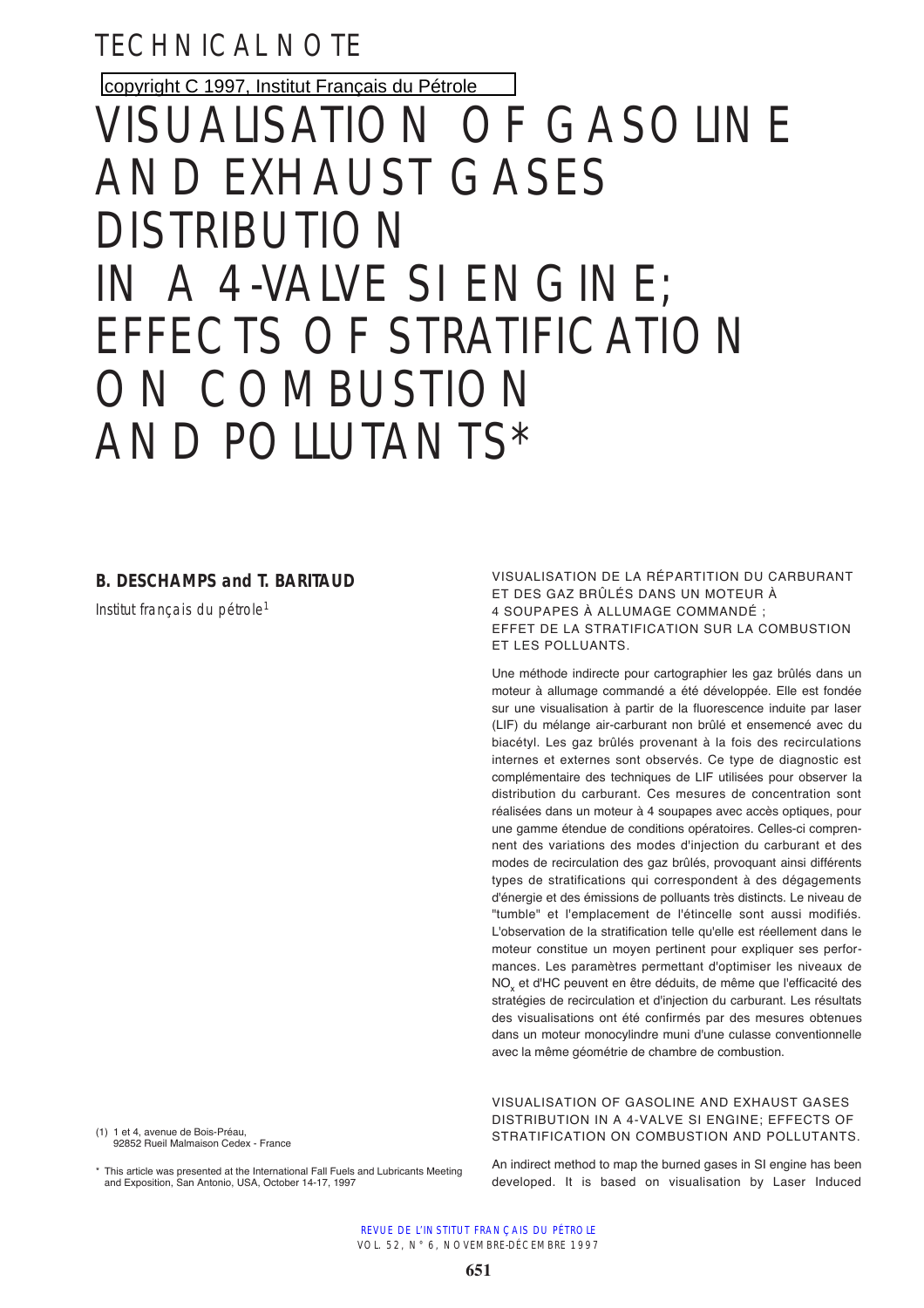TECHNICAL NOTE

copyright C 1997, Institut Français du Pétrole

# VISUALISATION OF GASOLINE AND EXHAUST GASES DISTRIBUTION IN A 4-VALVE SI ENGINE; EFFECTS OF STRATIFICATION ON COMBUSTION AND POLLUTANTS*

**B. DESCHAMPS and T. BARITAUD**

*Institut français du pétrole*[1]

VISUALISATION DE LA RÉPARTITION DU CARBURANT ET DES GAZ BRÛLÉS DANS UN MOTEUR À 4 SOUPAPES À ALLUMAGE COMMANDÉ ; EFFET DE LA STRATIFICATION SUR LA COMBUSTION ET LES POLLUANTS.

Une méthode indirecte pour cartographier les gaz brûlés dans un moteur à allumage commandé a été développée. Elle est fondée sur une visualisation à partir de la fluorescence induite par laser (LIF) du mélange air-carburant non brûlé et ensemencé avec du biacétyl. Les gaz brûlés provenant à la fois des recirculations internes et externes sont observés. Ce type de diagnostic est complémentaire des techniques de LIF utilisées pour observer la distribution du carburant. Ces mesures de concentration sont réalisées dans un moteur à 4 soupapes avec accès optiques, pour une gamme étendue de conditions opératoires. Celles-ci comprennent des variations des modes d'injection du carburant et des modes de recirculation des gaz brûlés, provoquant ainsi différents types de stratifications qui correspondent à des dégagements d'énergie et des émissions de polluants très distincts. Le niveau de "tumble" et l'emplacement de l'étincelle sont aussi modifiés. L'observation de la stratification telle qu'elle est réellement dans le moteur constitue un moyen pertinent pour expliquer ses performances. Les paramètres permettant d'optimiser les niveaux de $NO_x$ et d'HC peuvent en être déduits, de même que l'efficacité des stratégies de recirculation et d'injection du carburant. Les résultats des visualisations ont été confirmés par des mesures obtenues dans un moteur monocylindre muni d'une culasse conventionnelle avec la même géométrie de chambre de combustion.

VISUALISATION OF GASOLINE AND EXHAUST GASES DISTRIBUTION IN A 4-VALVE SI ENGINE; EFFECTS OF STRATIFICATION ON COMBUSTION AND POLLUTANTS.

An indirect method to map the burned gases in SI engine has been developed. It is based on visualisation by Laser Induced

(1) 1 et 4, avenue de Bois-Préau, 92852 Rueil Malmaison Cedex - France

* This article was presented at the International Fall Fuels and Lubricants Meeting and Exposition, San Antonio, USA, October 14-17, 1997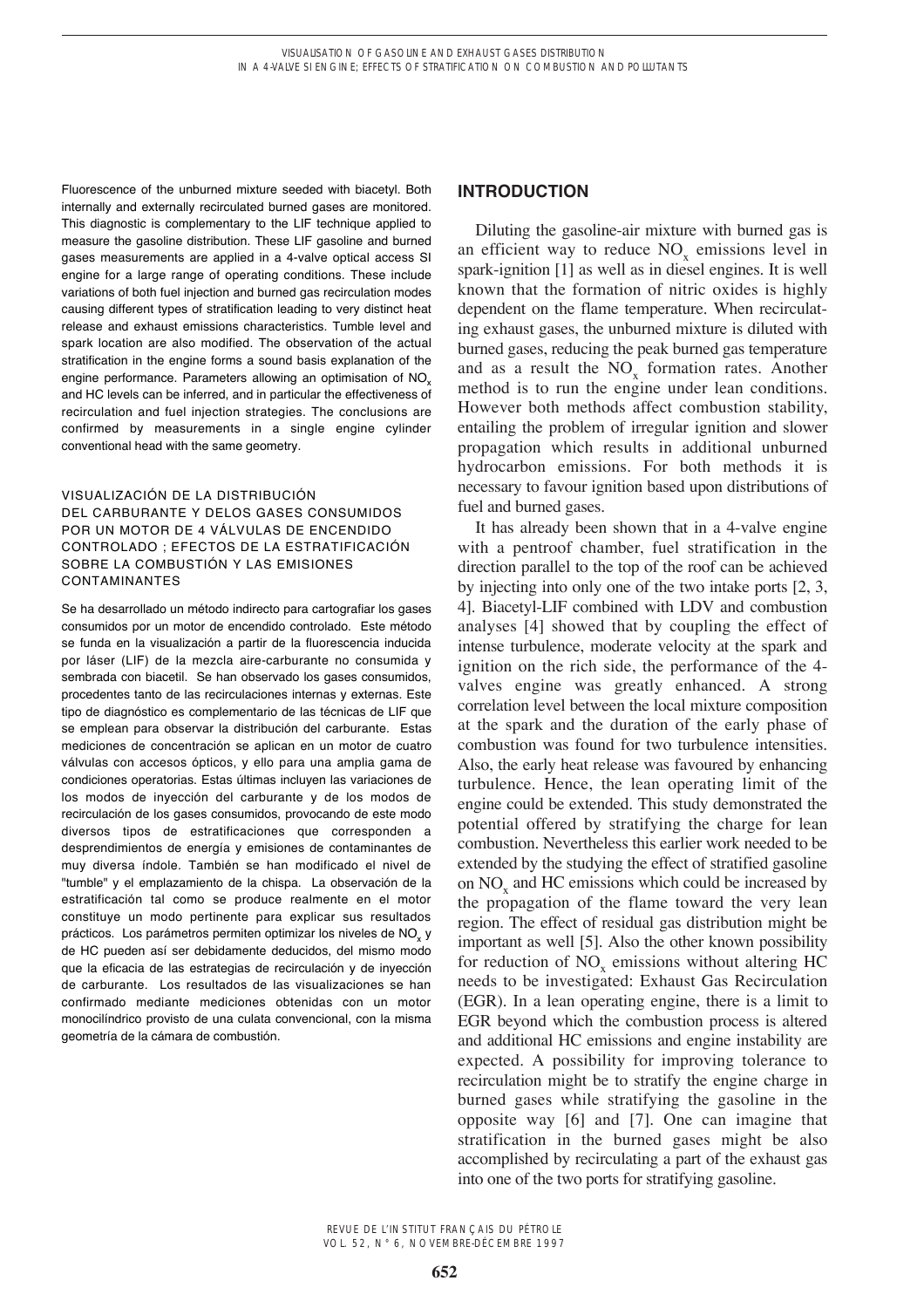Fluorescence of the unburned mixture seeded with biacetyl. Both internally and externally recirculated burned gases are monitored. This diagnostic is complementary to the LIF technique applied to measure the gasoline distribution. These LIF gasoline and burned gases measurements are applied in a 4-valve optical access SI engine for a large range of operating conditions. These include variations of both fuel injection and burned gas recirculation modes causing different types of stratification leading to very distinct heat release and exhaust emissions characteristics. Tumble level and spark location are also modified. The observation of the actual stratification in the engine forms a sound basis explanation of the engine performance. Parameters allowing an optimisation of $NO_x$ and HC levels can be inferred, and in particular the effectiveness of recirculation and fuel injection strategies. The conclusions are confirmed by measurements in a single engine cylinder conventional head with the same geometry.

VISUALIZACIÓN DE LA DISTRIBUCIÓN DEL CARBURANTE Y DELOS GASES CONSUMIDOS POR UN MOTOR DE 4 VÁLVULAS DE ENCENDIDO CONTROLADO ; EFECTOS DE LA ESTRATIFICACIÓN SOBRE LA COMBUSTIÓN Y LAS EMISIONES CONTAMINANTES

Se ha desarrollado un método indirecto para cartografiar los gases consumidos por un motor de encendido controlado. Este método se funda en la visualización a partir de la fluorescencia inducida por láser (LIF) de la mezcla aire-carburante no consumida y sembrada con biacetil. Se han observado los gases consumidos, procedentes tanto de las recirculaciones internas y externas. Este tipo de diagnóstico es complementario de las técnicas de LIF que se emplean para observar la distribución del carburante. Estas mediciones de concentración se aplican en un motor de cuatro válvulas con accesos ópticos, y ello para una amplia gama de condiciones operatorias. Estas últimas incluyen las variaciones de los modos de inyección del carburante y de los modos de recirculación de los gases consumidos, provocando de este modo diversos tipos de estratificaciones que corresponden a desprendimientos de energía y emisiones de contaminantes de muy diversa índole. También se han modificado el nivel de "tumble" y el emplazamiento de la chispa. La observación de la estratificación tal como se produce realmente en el motor constituye un modo pertinente para explicar sus resultados prácticos. Los parámetros permiten optimizar los niveles de $NO_x$ y de HC pueden así ser debidamente deducidos, del mismo modo que la eficacia de las estrategias de recirculación y de inyección de carburante. Los resultados de las visualizaciones se han confirmado mediante mediciones obtenidas con un motor monocilíndrico provisto de una culata convencional, con la misma geometría de la cámara de combustión.

## INTRODUCTION

Diluting the gasoline-air mixture with burned gas is an efficient way to reduce $NO_x$ emissions level in spark-ignition [1] as well as in diesel engines. It is well known that the formation of nitric oxides is highly dependent on the flame temperature. When recirculating exhaust gases, the unburned mixture is diluted with burned gases, reducing the peak burned gas temperature and as a result the $NO_x$ formation rates. Another method is to run the engine under lean conditions. However both methods affect combustion stability, entailing the problem of irregular ignition and slower propagation which results in additional unburned hydrocarbon emissions. For both methods it is necessary to favour ignition based upon distributions of fuel and burned gases.

It has already been shown that in a 4-valve engine with a pentroof chamber, fuel stratification in the direction parallel to the top of the roof can be achieved by injecting into only one of the two intake ports [2, 3, 4]. Biacetyl-LIF combined with LDV and combustion analyses [4] showed that by coupling the effect of intense turbulence, moderate velocity at the spark and ignition on the rich side, the performance of the 4-valves engine was greatly enhanced. A strong correlation level between the local mixture composition at the spark and the duration of the early phase of combustion was found for two turbulence intensities. Also, the early heat release was favoured by enhancing turbulence. Hence, the lean operating limit of the engine could be extended. This study demonstrated the potential offered by stratifying the charge for lean combustion. Nevertheless this earlier work needed to be extended by the studying the effect of stratified gasoline on $NO_x$ and HC emissions which could be increased by the propagation of the flame toward the very lean region. The effect of residual gas distribution might be important as well [5]. Also the other known possibility for reduction of $NO_x$ emissions without altering HC needs to be investigated: Exhaust Gas Recirculation (EGR). In a lean operating engine, there is a limit to EGR beyond which the combustion process is altered and additional HC emissions and engine instability are expected. A possibility for improving tolerance to recirculation might be to stratify the engine charge in burned gases while stratifying the gasoline in the opposite way [6] and [7]. One can imagine that stratification in the burned gases might be also accomplished by recirculating a part of the exhaust gas into one of the two ports for stratifying gasoline.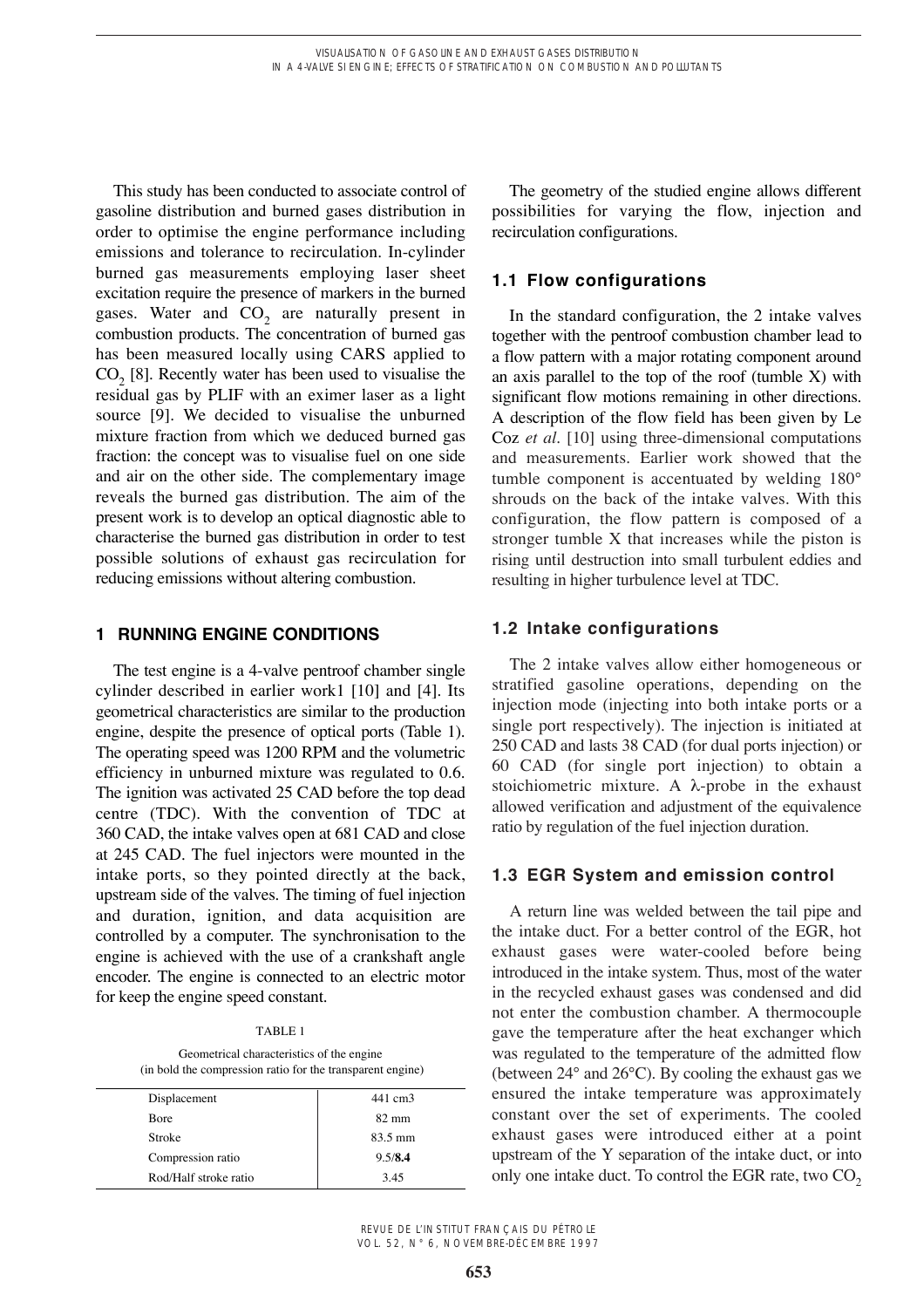This study has been conducted to associate control of gasoline distribution and burned gases distribution in order to optimise the engine performance including emissions and tolerance to recirculation. In-cylinder burned gas measurements employing laser sheet excitation require the presence of markers in the burned gases. Water and $CO_2$ are naturally present in combustion products. The concentration of burned gas has been measured locally using CARS applied to $CO_2$ [8]. Recently water has been used to visualise the residual gas by PLIF with an eximer laser as a light source [9]. We decided to visualise the unburned mixture fraction from which we deduced burned gas fraction: the concept was to visualise fuel on one side and air on the other side. The complementary image reveals the burned gas distribution. The aim of the present work is to develop an optical diagnostic able to characterise the burned gas distribution in order to test possible solutions of exhaust gas recirculation for reducing emissions without altering combustion.

## 1 RUNNING ENGINE CONDITIONS

The test engine is a 4-valve pentroof chamber single cylinder described in earlier work1 [10] and [4]. Its geometrical characteristics are similar to the production engine, despite the presence of optical ports (Table 1). The operating speed was 1200 RPM and the volumetric efficiency in unburned mixture was regulated to 0.6. The ignition was activated 25 CAD before the top dead centre (TDC). With the convention of TDC at 360 CAD, the intake valves open at 681 CAD and close at 245 CAD. The fuel injectors were mounted in the intake ports, so they pointed directly at the back, upstream side of the valves. The timing of fuel injection and duration, ignition, and data acquisition are controlled by a computer. The synchronisation to the engine is achieved with the use of a crankshaft angle encoder. The engine is connected to an electric motor for keep the engine speed constant.

TABLE 1

Geometrical characteristics of the engine
(in bold the compression ratio for the transparent engine)

| | |
|---|---|
| Displacement | 441 cm3 |
| Bore | 82 mm |
| Stroke | 83.5 mm |
| Compression ratio | 9.5/**8.4** |
| Rod/Half stroke ratio | 3.45 |

The geometry of the studied engine allows different possibilities for varying the flow, injection and recirculation configurations.

### 1.1 Flow configurations

In the standard configuration, the 2 intake valves together with the pentroof combustion chamber lead to a flow pattern with a major rotating component around an axis parallel to the top of the roof (tumble X) with significant flow motions remaining in other directions. A description of the flow field has been given by Le Coz *et al*. [10] using three-dimensional computations and measurements. Earlier work showed that the tumble component is accentuated by welding 180° shrouds on the back of the intake valves. With this configuration, the flow pattern is composed of a stronger tumble X that increases while the piston is rising until destruction into small turbulent eddies and resulting in higher turbulence level at TDC.

### 1.2 Intake configurations

The 2 intake valves allow either homogeneous or stratified gasoline operations, depending on the injection mode (injecting into both intake ports or a single port respectively). The injection is initiated at 250 CAD and lasts 38 CAD (for dual ports injection) or 60 CAD (for single port injection) to obtain a stoichiometric mixture. A $\lambda$-probe in the exhaust allowed verification and adjustment of the equivalence ratio by regulation of the fuel injection duration.

### 1.3 EGR System and emission control

A return line was welded between the tail pipe and the intake duct. For a better control of the EGR, hot exhaust gases were water-cooled before being introduced in the intake system. Thus, most of the water in the recycled exhaust gases was condensed and did not enter the combustion chamber. A thermocouple gave the temperature after the heat exchanger which was regulated to the temperature of the admitted flow (between 24° and 26°C). By cooling the exhaust gas we ensured the intake temperature was approximately constant over the set of experiments. The cooled exhaust gases were introduced either at a point upstream of the Y separation of the intake duct, or into only one intake duct. To control the EGR rate, two $CO_2$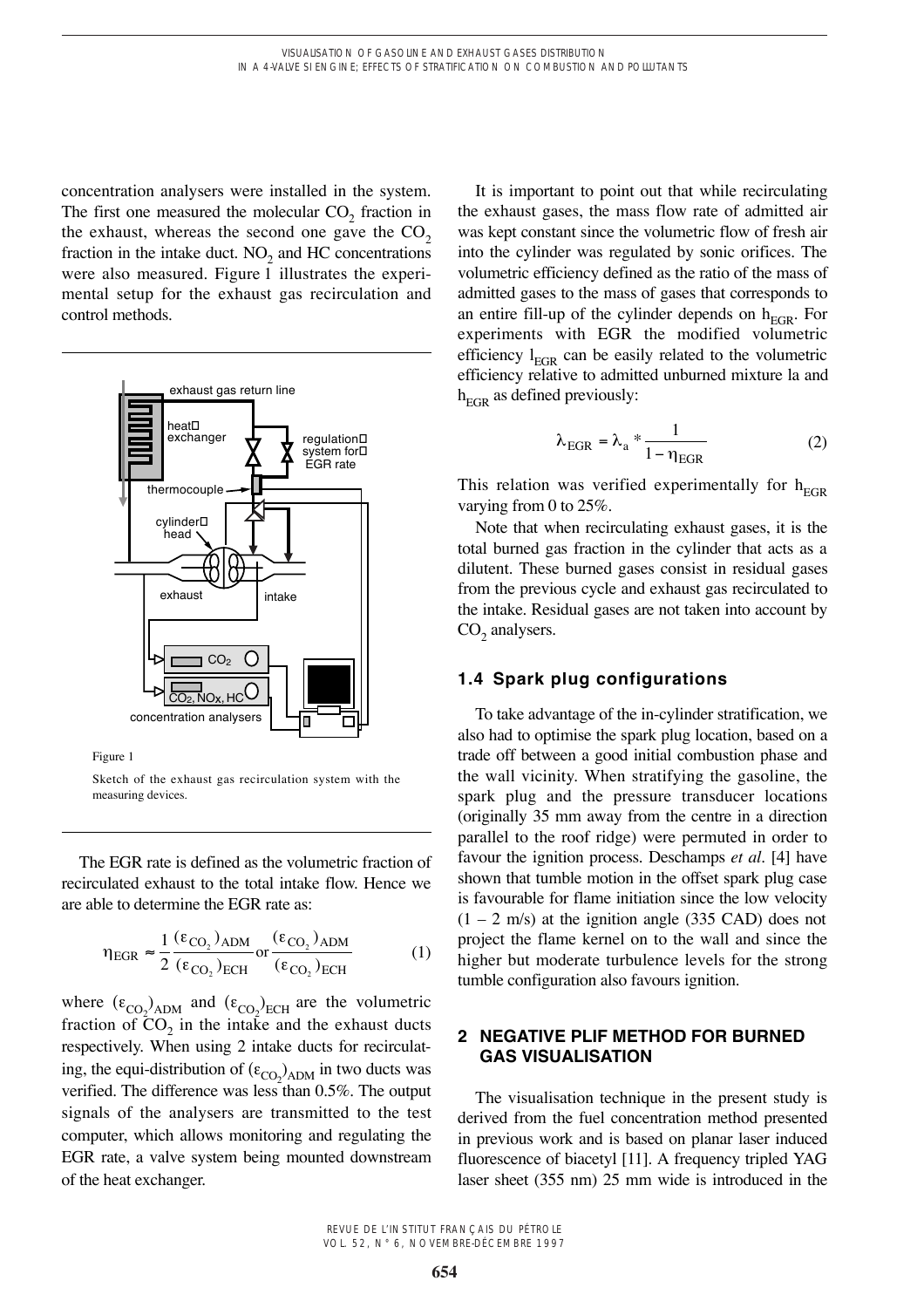concentration analysers were installed in the system. The first one measured the molecular $CO_2$ fraction in the exhaust, whereas the second one gave the $CO_2$ fraction in the intake duct. $NO_2$ and HC concentrations were also measured. Figure 1 illustrates the experimental setup for the exhaust gas recirculation and control methods.

Figure 1

Sketch of the exhaust gas recirculation system with the measuring devices.

The EGR rate is defined as the volumetric fraction of recirculated exhaust to the total intake flow. Hence we are able to determine the EGR rate as:

$$\eta_{EGR} \approx \frac{1}{2}\frac{(\varepsilon_{CO_2})_{ADM}}{(\varepsilon_{CO_2})_{ECH}} \text{ or } \frac{(\varepsilon_{CO_2})_{ADM}}{(\varepsilon_{CO_2})_{ECH}} \quad (1)$$

where $(\varepsilon_{CO_2})_{ADM}$ and $(\varepsilon_{CO_2})_{ECH}$ are the volumetric fraction of $CO_2$ in the intake and the exhaust ducts respectively. When using 2 intake ducts for recirculating, the equi-distribution of $(\varepsilon_{CO_2})_{ADM}$ in two ducts was verified. The difference was less than 0.5%. The output signals of the analysers are transmitted to the test computer, which allows monitoring and regulating the EGR rate, a valve system being mounted downstream of the heat exchanger.

It is important to point out that while recirculating the exhaust gases, the mass flow rate of admitted air was kept constant since the volumetric flow of fresh air into the cylinder was regulated by sonic orifices. The volumetric efficiency defined as the ratio of the mass of admitted gases to the mass of gases that corresponds to an entire fill-up of the cylinder depends on $\eta_{EGR}$. For experiments with EGR the modified volumetric efficiency $\lambda_{EGR}$ can be easily related to the volumetric efficiency relative to admitted unburned mixture $\lambda_a$ and $\eta_{EGR}$ as defined previously:

$$\lambda_{EGR} = \lambda_a * \frac{1}{1 - \eta_{EGR}} \quad (2)$$

This relation was verified experimentally for $\eta_{EGR}$ varying from 0 to 25%.

Note that when recirculating exhaust gases, it is the total burned gas fraction in the cylinder that acts as a diluent. These burned gases consist in residual gases from the previous cycle and exhaust gas recirculated to the intake. Residual gases are not taken into account by $CO_2$ analysers.

### 1.4 Spark plug configurations

To take advantage of the in-cylinder stratification, we also had to optimise the spark plug location, based on a trade off between a good initial combustion phase and the wall vicinity. When stratifying the gasoline, the spark plug and the pressure transducer locations (originally 35 mm away from the centre in a direction parallel to the roof ridge) were permuted in order to favour the ignition process. Deschamps *et al*. [4] have shown that tumble motion in the offset spark plug case is favourable for flame initiation since the low velocity (1 – 2 m/s) at the ignition angle (335 CAD) does not project the flame kernel on to the wall and since the higher but moderate turbulence levels for the strong tumble configuration also favours ignition.

## 2 NEGATIVE PLIF METHOD FOR BURNED GAS VISUALISATION

The visualisation technique in the present study is derived from the fuel concentration method presented in previous work and is based on planar laser induced fluorescence of biacetyl [11]. A frequency tripled YAG laser sheet (355 nm) 25 mm wide is introduced in the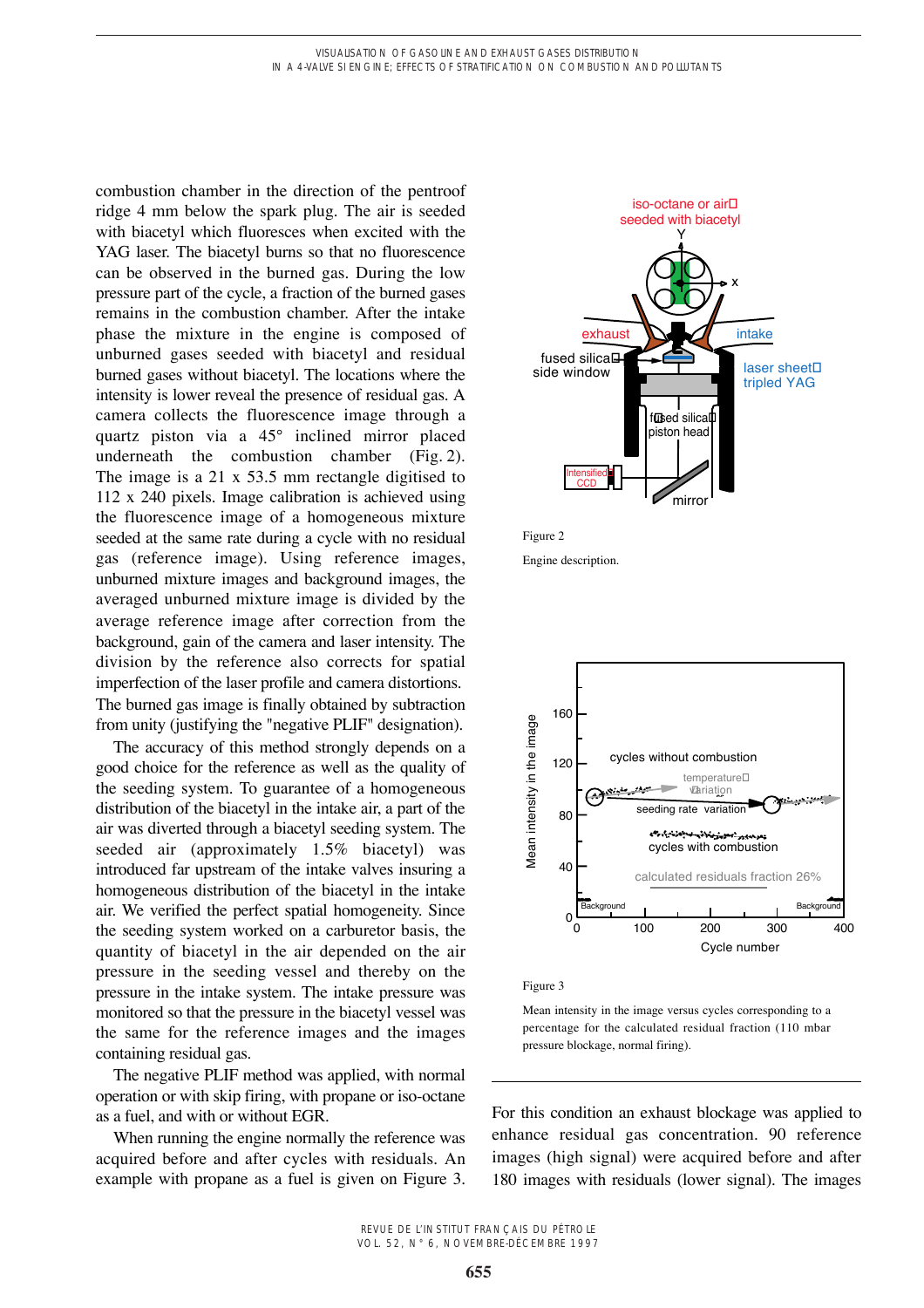combustion chamber in the direction of the pentroof ridge 4 mm below the spark plug. The air is seeded with biacetyl which fluoresces when excited with the YAG laser. The biacetyl burns so that no fluorescence can be observed in the burned gas. During the low pressure part of the cycle, a fraction of the burned gases remains in the combustion chamber. After the intake phase the mixture in the engine is composed of unburned gases seeded with biacetyl and residual burned gases without biacetyl. The locations where the intensity is lower reveal the presence of residual gas. A camera collects the fluorescence image through a quartz piston via a 45° inclined mirror placed underneath the combustion chamber (Fig. 2). The image is a 21 x 53.5 mm rectangle digitised to 112 x 240 pixels. Image calibration is achieved using the fluorescence image of a homogeneous mixture seeded at the same rate during a cycle with no residual gas (reference image). Using reference images, unburned mixture images and background images, the averaged unburned mixture image is divided by the average reference image after correction from the background, gain of the camera and laser intensity. The division by the reference also corrects for spatial imperfection of the laser profile and camera distortions. The burned gas image is finally obtained by subtraction from unity (justifying the "negative PLIF" designation).

The accuracy of this method strongly depends on a good choice for the reference as well as the quality of the seeding system. To guarantee of a homogeneous distribution of the biacetyl in the intake air, a part of the air was diverted through a biacetyl seeding system. The seeded air (approximately 1.5% biacetyl) was introduced far upstream of the intake valves insuring a homogeneous distribution of the biacetyl in the intake air. We verified the perfect spatial homogeneity. Since the seeding system worked on a carburetor basis, the quantity of biacetyl in the air depended on the air pressure in the seeding vessel and thereby on the pressure in the intake system. The intake pressure was monitored so that the pressure in the biacetyl vessel was the same for the reference images and the images containing residual gas.

The negative PLIF method was applied, with normal operation or with skip firing, with propane or iso-octane as a fuel, and with or without EGR.

When running the engine normally the reference was acquired before and after cycles with residuals. An example with propane as a fuel is given on Figure 3.

Figure 2

Engine description.

Figure 3

Mean intensity in the image versus cycles corresponding to a percentage for the calculated residual fraction (110 mbar pressure blockage, normal firing).

For this condition an exhaust blockage was applied to enhance residual gas concentration. 90 reference images (high signal) were acquired before and after 180 images with residuals (lower signal). The images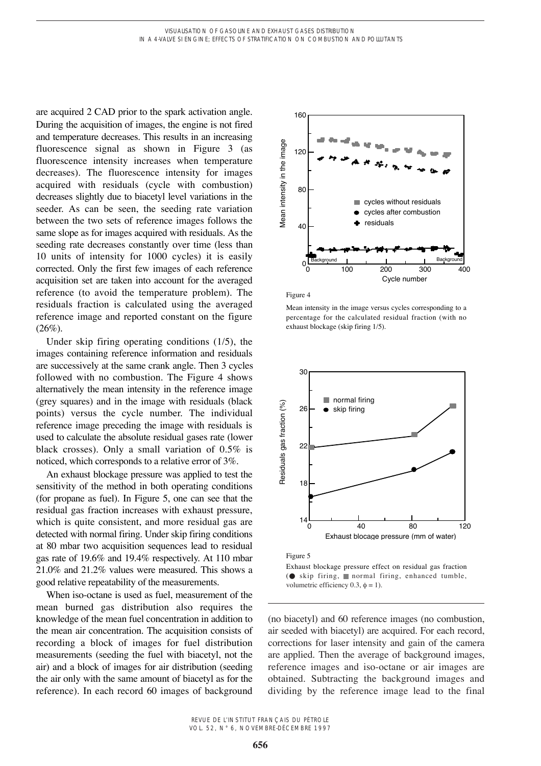are acquired 2 CAD prior to the spark activation angle. During the acquisition of images, the engine is not fired and temperature decreases. This results in an increasing fluorescence signal as shown in Figure 3 (as fluorescence intensity increases when temperature decreases). The fluorescence intensity for images acquired with residuals (cycle with combustion) decreases slightly due to biacetyl level variations in the seeder. As can be seen, the seeding rate variation between the two sets of reference images follows the same slope as for images acquired with residuals. As the seeding rate decreases constantly over time (less than 10 units of intensity for 1000 cycles) it is easily corrected. Only the first few images of each reference acquisition set are taken into account for the averaged reference (to avoid the temperature problem). The residuals fraction is calculated using the averaged reference image and reported constant on the figure (26%).

Under skip firing operating conditions (1/5), the images containing reference information and residuals are successively at the same crank angle. Then 3 cycles followed with no combustion. The Figure 4 shows alternatively the mean intensity in the reference image (grey squares) and in the image with residuals (black points) versus the cycle number. The individual reference image preceding the image with residuals is used to calculate the absolute residual gases rate (lower black crosses). Only a small variation of 0.5% is noticed, which corresponds to a relative error of 3%.

An exhaust blockage pressure was applied to test the sensitivity of the method in both operating conditions (for propane as fuel). In Figure 5, one can see that the residual gas fraction increases with exhaust pressure, which is quite consistent, and more residual gas are detected with normal firing. Under skip firing conditions at 80 mbar two acquisition sequences lead to residual gas rate of 19.6% and 19.4% respectively. At 110 mbar 21.0% and 21.2% values were measured. This shows a good relative repeatability of the measurements.

When iso-octane is used as fuel, measurement of the mean burned gas distribution also requires the knowledge of the mean fuel concentration in addition to the mean air concentration. The acquisition consists of recording a block of images for fuel distribution measurements (seeding the fuel with biacetyl, not the air) and a block of images for air distribution (seeding the air only with the same amount of biacetyl as for the reference). In each record 60 images of background (no biacetyl) and 60 reference images (no combustion, air seeded with biacetyl) are acquired. For each record, corrections for laser intensity and gain of the camera are applied. Then the average of background images, reference images and iso-octane or air images are obtained. Subtracting the background images and dividing by the reference image lead to the final

Figure 4

Mean intensity in the image versus cycles corresponding to a percentage for the calculated residual fraction (with no exhaust blockage (skip firing 1/5).

Figure 5

Exhaust blockage pressure effect on residual gas fraction (● skip firing, ■ normal firing, enhanced tumble, volumetric efficiency 0.3, $\phi = 1$).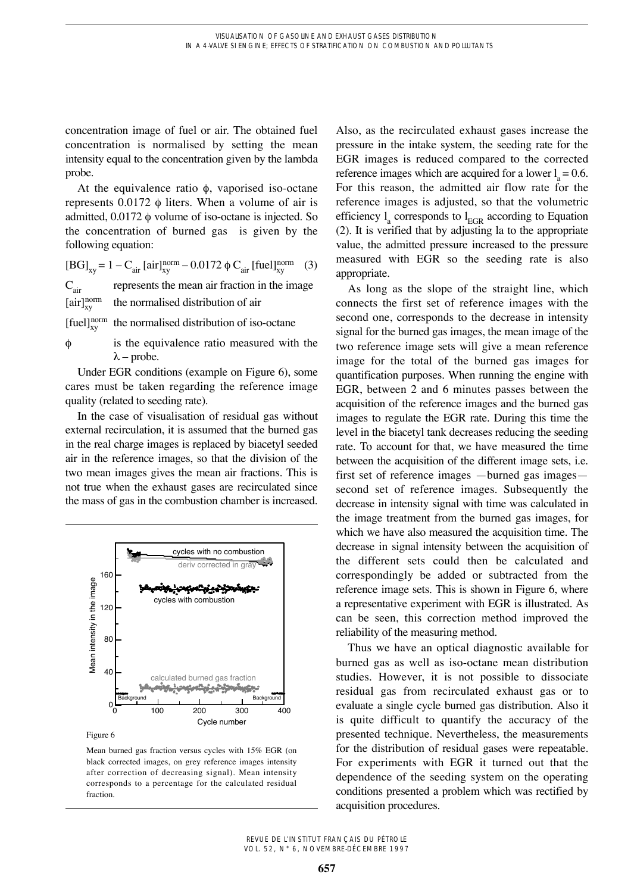concentration image of fuel or air. The obtained fuel concentration is normalised by setting the mean intensity equal to the concentration given by the lambda probe.

At the equivalence ratio $\phi$, vaporised iso-octane represents 0.0172 $\phi$ liters. When a volume of air is admitted, 0.0172 $\phi$ volume of iso-octane is injected. So the concentration of burned gas is given by the following equation:

$$[BG]_{xy} = 1 - C_{air}\,[air]_{xy}^{norm} - 0.0172\,\phi\,C_{air}\,[fuel]_{xy}^{norm} \quad (3)$$

$C_{air}$ represents the mean air fraction in the image

$[air]_{xy}^{norm}$ the normalised distribution of air

$[fuel]_{xy}^{norm}$ the normalised distribution of iso-octane

$\phi$ is the equivalence ratio measured with the $\lambda$ – probe.

Under EGR conditions (example on Figure 6), some cares must be taken regarding the reference image quality (related to seeding rate).

In the case of visualisation of residual gas without external recirculation, it is assumed that the burned gas in the real charge images is replaced by biacetyl seeded air in the reference images, so that the division of the two mean images gives the mean air fractions. This is not true when the exhaust gases are recirculated since the mass of gas in the combustion chamber is increased.

Figure 6

Mean burned gas fraction versus cycles with 15% EGR (on black corrected images, on grey reference images intensity after correction of decreasing signal). Mean intensity corresponds to a percentage for the calculated residual fraction.

Also, as the recirculated exhaust gases increase the pressure in the intake system, the seeding rate for the EGR images is reduced compared to the corrected reference images which are acquired for a lower $l_a = 0.6$. For this reason, the admitted air flow rate for the reference images is adjusted, so that the volumetric efficiency $l_a$ corresponds to $l_{EGR}$ according to Equation (2). It is verified that by adjusting la to the appropriate value, the admitted pressure increased to the pressure measured with EGR so the seeding rate is also appropriate.

As long as the slope of the straight line, which connects the first set of reference images with the second one, corresponds to the decrease in intensity signal for the burned gas images, the mean image of the two reference image sets will give a mean reference image for the total of the burned gas images for quantification purposes. When running the engine with EGR, between 2 and 6 minutes passes between the acquisition of the reference images and the burned gas images to regulate the EGR rate. During this time the level in the biacetyl tank decreases reducing the seeding rate. To account for that, we have measured the time between the acquisition of the different image sets, i.e. first set of reference images —burned gas images— second set of reference images. Subsequently the decrease in intensity signal with time was calculated in the image treatment from the burned gas images, for which we have also measured the acquisition time. The decrease in signal intensity between the acquisition of the different sets could then be calculated and correspondingly be added or subtracted from the reference image sets. This is shown in Figure 6, where a representative experiment with EGR is illustrated. As can be seen, this correction method improved the reliability of the measuring method.

Thus we have an optical diagnostic available for burned gas as well as iso-octane mean distribution studies. However, it is not possible to dissociate residual gas from recirculated exhaust gas or to evaluate a single cycle burned gas distribution. Also it is quite difficult to quantify the accuracy of the presented technique. Nevertheless, the measurements for the distribution of residual gases were repeatable. For experiments with EGR it turned out that the dependence of the seeding system on the operating conditions presented a problem which was rectified by acquisition procedures.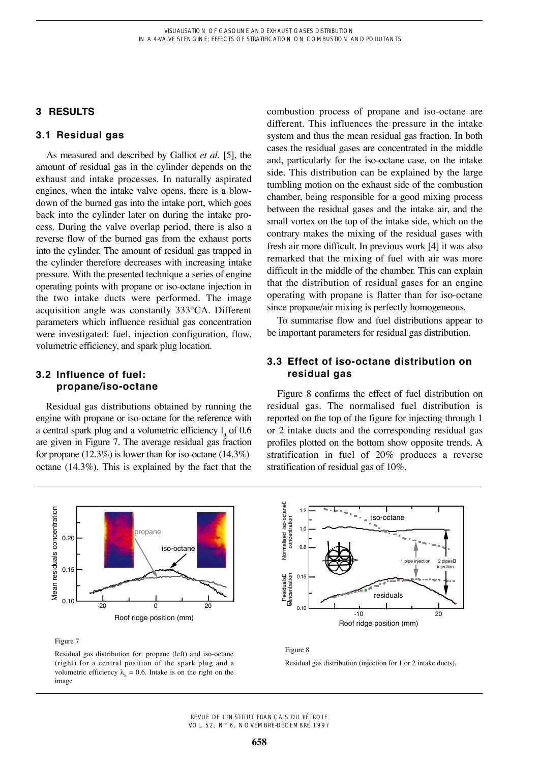## 3 RESULTS

### 3.1 Residual gas

As measured and described by Galliot *et al*. [5], the amount of residual gas in the cylinder depends on the exhaust and intake processes. In naturally aspirated engines, when the intake valve opens, there is a blow-down of the burned gas into the intake port, which goes back into the cylinder later on during the intake process. During the valve overlap period, there is also a reverse flow of the burned gas from the exhaust ports into the cylinder. The amount of residual gas trapped in the cylinder therefore decreases with increasing intake pressure. With the presented technique a series of engine operating points with propane or iso-octane injection in the two intake ducts were performed. The image acquisition angle was constantly 333°CA. Different parameters which influence residual gas concentration were investigated: fuel, injection configuration, flow, volumetric efficiency, and spark plug location.

### 3.2 Influence of fuel: propane/iso-octane

Residual gas distributions obtained by running the engine with propane or iso-octane for the reference with a central spark plug and a volumetric efficiency $l_a$ of 0.6 are given in Figure 7. The average residual gas fraction for propane (12.3%) is lower than for iso-octane (14.3%) octane (14.3%). This is explained by the fact that the combustion process of propane and iso-octane are different. This influences the pressure in the intake system and thus the mean residual gas fraction. In both cases the residual gases are concentrated in the middle and, particularly for the iso-octane case, on the intake side. This distribution can be explained by the large tumbling motion on the exhaust side of the combustion chamber, being responsible for a good mixing process between the residual gases and the intake air, and the small vortex on the top of the intake side, which on the contrary makes the mixing of the residual gases with fresh air more difficult. In previous work [4] it was also remarked that the mixing of fuel with air was more difficult in the middle of the chamber. This can explain that the distribution of residual gases for an engine operating with propane is flatter than for iso-octane since propane/air mixing is perfectly homogeneous.

To summarise flow and fuel distributions appear to be important parameters for residual gas distribution.

### 3.3 Effect of iso-octane distribution on residual gas

Figure 8 confirms the effect of fuel distribution on residual gas. The normalised fuel distribution is reported on the top of the figure for injecting through 1 or 2 intake ducts and the corresponding residual gas profiles plotted on the bottom show opposite trends. A stratification in fuel of 20% produces a reverse stratification of residual gas of 10%.

Figure 7

Residual gas distribution for: propane (left) and iso-octane (right) for a central position of the spark plug and a volumetric efficiency $\lambda_a$ = 0.6. Intake is on the right on the image

Figure 8

Residual gas distribution (injection for 1 or 2 intake ducts).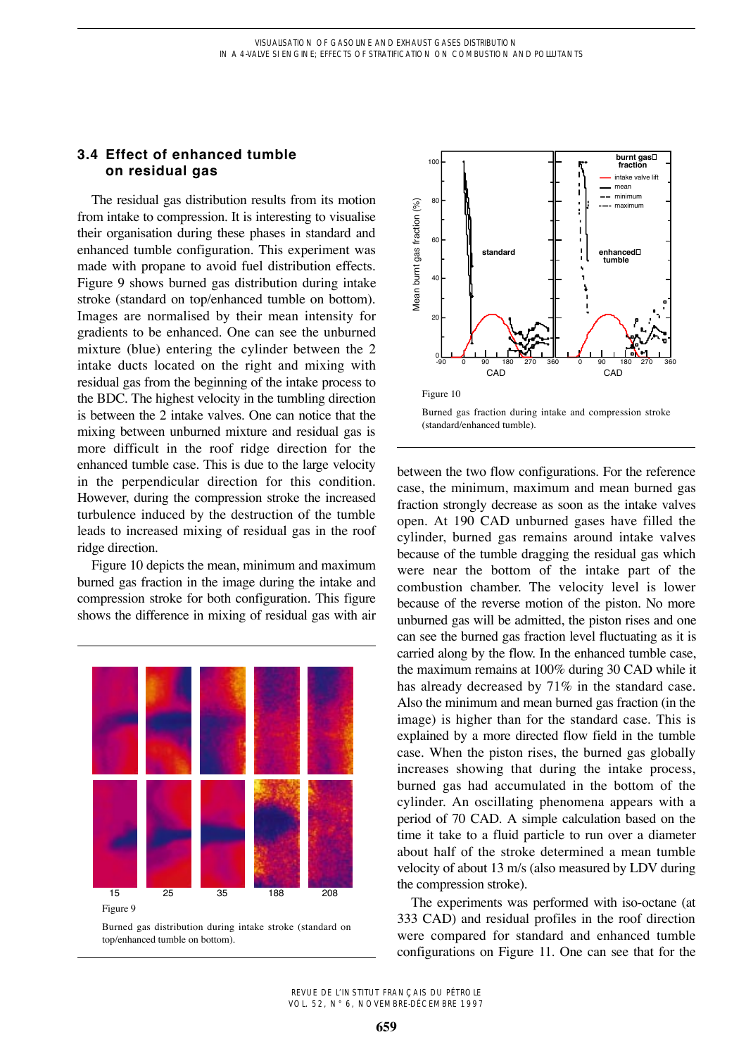### 3.4 Effect of enhanced tumble on residual gas

The residual gas distribution results from its motion from intake to compression. It is interesting to visualise their organisation during these phases in standard and enhanced tumble configuration. This experiment was made with propane to avoid fuel distribution effects. Figure 9 shows burned gas distribution during intake stroke (standard on top/enhanced tumble on bottom). Images are normalised by their mean intensity for gradients to be enhanced. One can see the unburned mixture (blue) entering the cylinder between the 2 intake ducts located on the right and mixing with residual gas from the beginning of the intake process to the BDC. The highest velocity in the tumbling direction is between the 2 intake valves. One can notice that the mixing between unburned mixture and residual gas is more difficult in the roof ridge direction for the enhanced tumble case. This is due to the large velocity in the perpendicular direction for this condition. However, during the compression stroke the increased turbulence induced by the destruction of the tumble leads to increased mixing of residual gas in the roof ridge direction.

Figure 10 depicts the mean, minimum and maximum burned gas fraction in the image during the intake and compression stroke for both configuration. This figure shows the difference in mixing of residual gas with air between the two flow configurations. For the reference case, the minimum, maximum and mean burned gas fraction strongly decrease as soon as the intake valves open. At 190 CAD unburned gases have filled the cylinder, burned gas remains around intake valves because of the tumble dragging the residual gas which were near the bottom of the intake part of the combustion chamber. The velocity level is lower because of the reverse motion of the piston. No more unburned gas will be admitted, the piston rises and one can see the burned gas fraction level fluctuating as it is carried along by the flow. In the enhanced tumble case, the maximum remains at 100% during 30 CAD while it has already decreased by 71% in the standard case. Also the minimum and mean burned gas fraction (in the image) is higher than for the standard case. This is explained by a more directed flow field in the tumble case. When the piston rises, the burned gas globally increases showing that during the intake process, burned gas had accumulated in the bottom of the cylinder. An oscillating phenomena appears with a period of 70 CAD. A simple calculation based on the time it take to a fluid particle to run over a diameter about half of the stroke determined a mean tumble velocity of about 13 m/s (also measured by LDV during the compression stroke).

The experiments was performed with iso-octane (at 333 CAD) and residual profiles in the roof direction were compared for standard and enhanced tumble configurations on Figure 11. One can see that for the

Figure 9

Burned gas distribution during intake stroke (standard on top/enhanced tumble on bottom).

Figure 10

Burned gas fraction during intake and compression stroke (standard/enhanced tumble).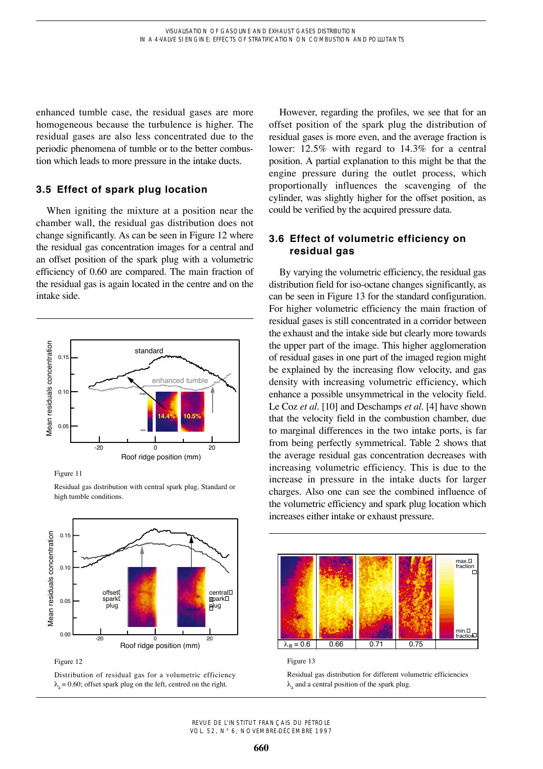enhanced tumble case, the residual gases are more homogeneous because the turbulence is higher. The residual gases are also less concentrated due to the periodic phenomena of tumble or to the better combustion which leads to more pressure in the intake ducts.

### 3.5 Effect of spark plug location

When igniting the mixture at a position near the chamber wall, the residual gas distribution does not change significantly. As can be seen in Figure 12 where the residual gas concentration images for a central and an offset position of the spark plug with a volumetric efficiency of 0.60 are compared. The main fraction of the residual gas is again located in the centre and on the intake side.

Figure 11

Residual gas distribution with central spark plug. Standard or high tumble conditions.

Figure 12

Distribution of residual gas for a volumetric efficiency $\lambda_a = 0.60$; offset spark plug on the left, centred on the right.

However, regarding the profiles, we see that for an offset position of the spark plug the distribution of residual gases is more even, and the average fraction is lower: 12.5% with regard to 14.3% for a central position. A partial explanation to this might be that the engine pressure during the outlet process, which proportionally influences the scavenging of the cylinder, was slightly higher for the offset position, as could be verified by the acquired pressure data.

### 3.6 Effect of volumetric efficiency on residual gas

By varying the volumetric efficiency, the residual gas distribution field for iso-octane changes significantly, as can be seen in Figure 13 for the standard configuration. For higher volumetric efficiency the main fraction of residual gases is still concentrated in a corridor between the exhaust and the intake side but clearly more towards the upper part of the image. This higher agglomeration of residual gases in one part of the imaged region might be explained by the increasing flow velocity, and gas density with increasing volumetric efficiency, which enhance a possible unsymmetrical in the velocity field. Le Coz *et al.* [10] and Deschamps *et al.* [4] have shown that the velocity field in the combustion chamber, due to marginal differences in the two intake ports, is far from being perfectly symmetrical. Table 2 shows that the average residual gas concentration decreases with increasing volumetric efficiency. This is due to the increase in pressure in the intake ducts for larger charges. Also one can see the combined influence of the volumetric efficiency and spark plug location which increases either intake or exhaust pressure.

Figure 13

Residual gas distribution for different volumetric efficiencies $\lambda_a$ and a central position of the spark plug.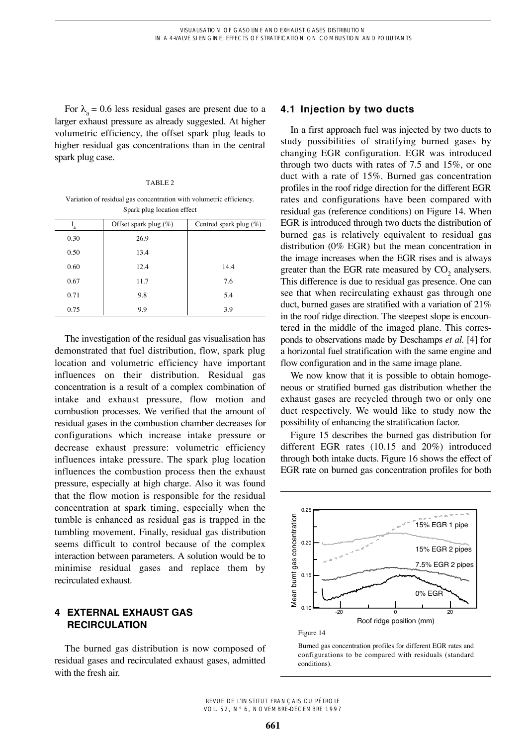For $\lambda_a = 0.6$ less residual gases are present due to a larger exhaust pressure as already suggested. At higher volumetric efficiency, the offset spark plug leads to higher residual gas concentrations than in the central spark plug case.

TABLE 2

Variation of residual gas concentration with volumetric efficiency. Spark plug location effect

| $l_a$ | Offset spark plug (%) | Centred spark plug (%) |
|---|---|---|
| 0.30 | 26.9 | |
| 0.50 | 13.4 | |
| 0.60 | 12.4 | 14.4 |
| 0.67 | 11.7 | 7.6 |
| 0.71 | 9.8 | 5.4 |
| 0.75 | 9.9 | 3.9 |

The investigation of the residual gas visualisation has demonstrated that fuel distribution, flow, spark plug location and volumetric efficiency have important influences on their distribution. Residual gas concentration is a result of a complex combination of intake and exhaust pressure, flow motion and combustion processes. We verified that the amount of residual gases in the combustion chamber decreases for configurations which increase intake pressure or decrease exhaust pressure: volumetric efficiency influences intake pressure. The spark plug location influences the combustion process then the exhaust pressure, especially at high charge. Also it was found that the flow motion is responsible for the residual concentration at spark timing, especially when the tumble is enhanced as residual gas is trapped in the tumbling movement. Finally, residual gas distribution seems difficult to control because of the complex interaction between parameters. A solution would be to minimise residual gases and replace them by recirculated exhaust.

## 4 EXTERNAL EXHAUST GAS RECIRCULATION

The burned gas distribution is now composed of residual gases and recirculated exhaust gases, admitted with the fresh air.

### 4.1 Injection by two ducts

In a first approach fuel was injected by two ducts to study possibilities of stratifying burned gases by changing EGR configuration. EGR was introduced through two ducts with rates of 7.5 and 15%, or one duct with a rate of 15%. Burned gas concentration profiles in the roof ridge direction for the different EGR rates and configurations have been compared with residual gas (reference conditions) on Figure 14. When EGR is introduced through two ducts the distribution of burned gas is relatively equivalent to residual gas distribution (0% EGR) but the mean concentration in the image increases when the EGR rises and is always greater than the EGR rate measured by $CO_2$ analysers. This difference is due to residual gas presence. One can see that when recirculating exhaust gas through one duct, burned gases are stratified with a variation of 21% in the roof ridge direction. The steepest slope is encountered in the middle of the imaged plane. This corresponds to observations made by Deschamps *et al.* [4] for a horizontal fuel stratification with the same engine and flow configuration and in the same image plane.

We now know that it is possible to obtain homogeneous or stratified burned gas distribution whether the exhaust gases are recycled through two or only one duct respectively. We would like to study now the possibility of enhancing the stratification factor.

Figure 15 describes the burned gas distribution for different EGR rates (10.15 and 20%) introduced through both intake ducts. Figure 16 shows the effect of EGR rate on burned gas concentration profiles for both

Figure 14

Burned gas concentration profiles for different EGR rates and configurations to be compared with residuals (standard conditions).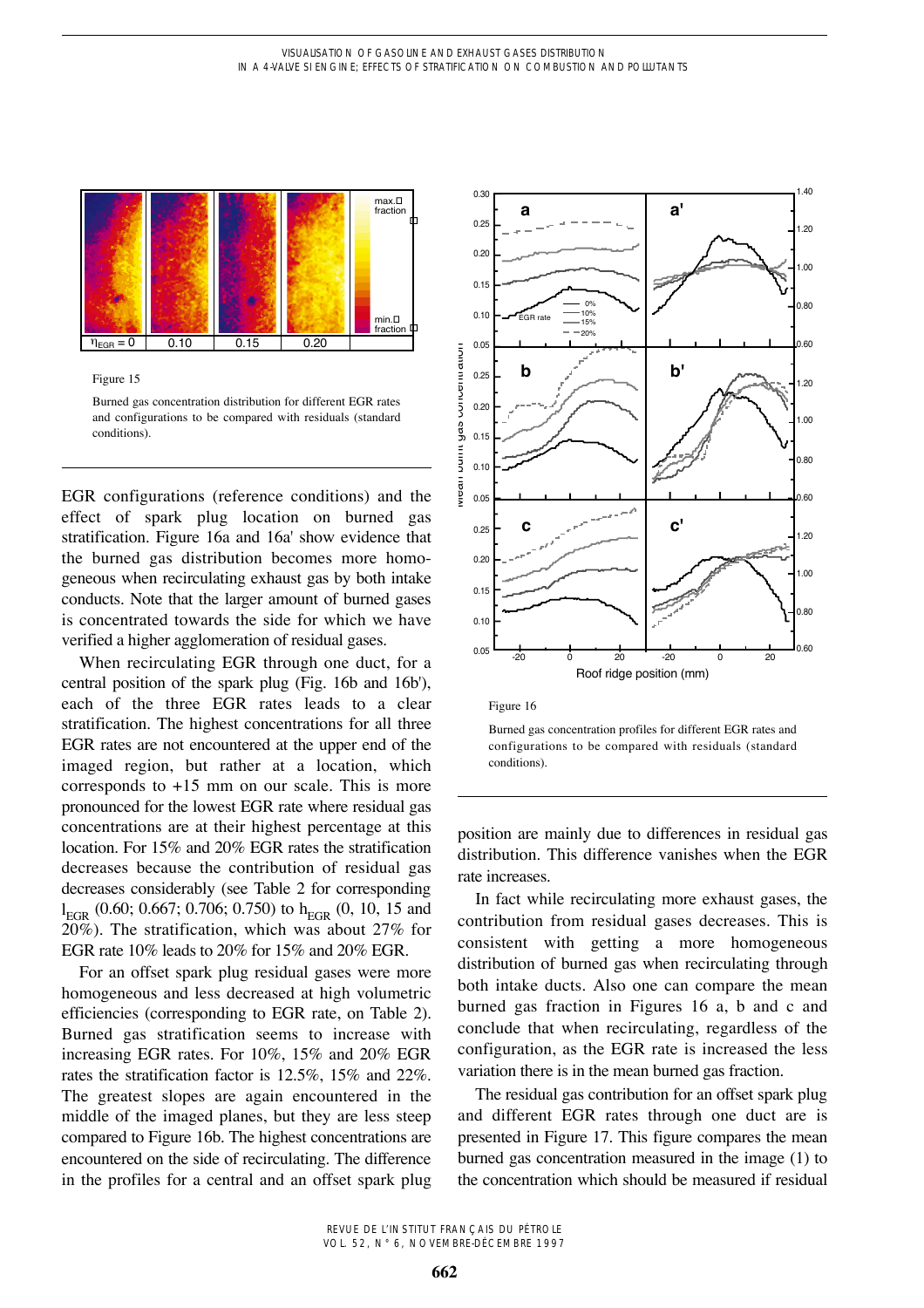Figure 15

Burned gas concentration distribution for different EGR rates and configurations to be compared with residuals (standard conditions).

Figure 16

Burned gas concentration profiles for different EGR rates and configurations to be compared with residuals (standard conditions).

EGR configurations (reference conditions) and the effect of spark plug location on burned gas stratification. Figure 16a and 16a' show evidence that the burned gas distribution becomes more homogeneous when recirculating exhaust gas by both intake conducts. Note that the larger amount of burned gases is concentrated towards the side for which we have verified a higher agglomeration of residual gases.

When recirculating EGR through one duct, for a central position of the spark plug (Fig. 16b and 16b'), each of the three EGR rates leads to a clear stratification. The highest concentrations for all three EGR rates are not encountered at the upper end of the imaged region, but rather at a location, which corresponds to +15 mm on our scale. This is more pronounced for the lowest EGR rate where residual gas concentrations are at their highest percentage at this location. For 15% and 20% EGR rates the stratification decreases because the contribution of residual gas decreases considerably (see Table 2 for corresponding $l_{EGR}$ (0.60; 0.667; 0.706; 0.750) to $h_{EGR}$ (0, 10, 15 and 20%). The stratification, which was about 27% for EGR rate 10% leads to 20% for 15% and 20% EGR.

For an offset spark plug residual gases were more homogeneous and less decreased at high volumetric efficiencies (corresponding to EGR rate, on Table 2). Burned gas stratification seems to increase with increasing EGR rates. For 10%, 15% and 20% EGR rates the stratification factor is 12.5%, 15% and 22%. The greatest slopes are again encountered in the middle of the imaged planes, but they are less steep compared to Figure 16b. The highest concentrations are encountered on the side of recirculating. The difference in the profiles for a central and an offset spark plug position are mainly due to differences in residual gas distribution. This difference vanishes when the EGR rate increases.

In fact while recirculating more exhaust gases, the contribution from residual gases decreases. This is consistent with getting a more homogeneous distribution of burned gas when recirculating through both intake ducts. Also one can compare the mean burned gas fraction in Figures 16 a, b and c and conclude that when recirculating, regardless of the configuration, as the EGR rate is increased the less variation there is in the mean burned gas fraction.

The residual gas contribution for an offset spark plug and different EGR rates through one duct are is presented in Figure 17. This figure compares the mean burned gas concentration measured in the image (1) to the concentration which should be measured if residual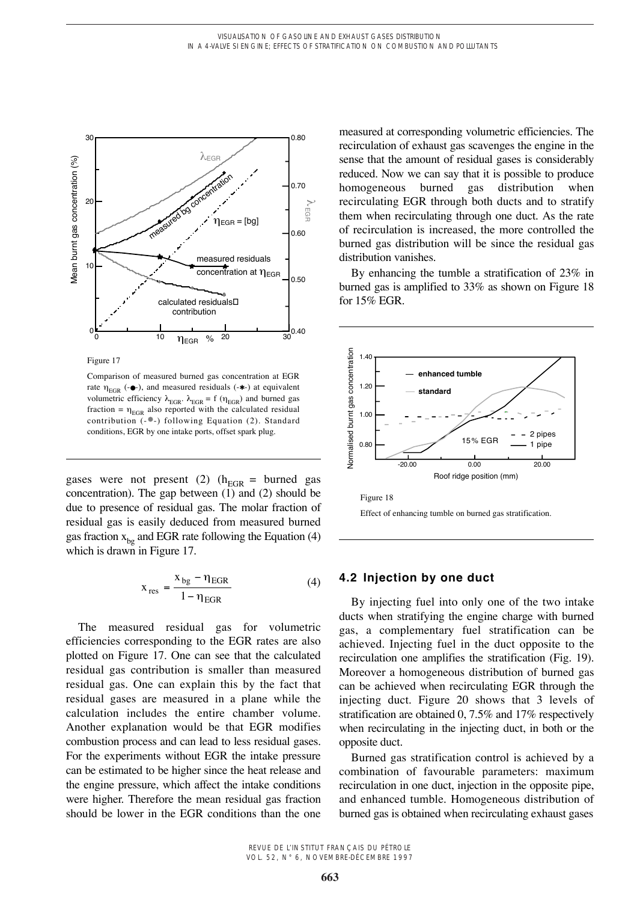Figure 17

Comparison of measured burned gas concentration at EGR rate $\eta_{EGR}$ (-●-), and measured residuals (-✱-) at equivalent volumetric efficiency $\lambda_{EGR}$. $\lambda_{EGR} = f(\eta_{EGR})$ and burned gas fraction = $\eta_{EGR}$ also reported with the calculated residual contribution (-●-) following Equation (2). Standard conditions, EGR by one intake ports, offset spark plug.

gases were not present (2) ($h_{EGR}$ = burned gas concentration). The gap between (1) and (2) should be due to presence of residual gas. The molar fraction of residual gas is easily deduced from measured burned gas fraction $x_{bg}$ and EGR rate following the Equation (4) which is drawn in Figure 17.

$$x_{res} = \frac{x_{bg} - \eta_{EGR}}{1 - \eta_{EGR}} \qquad (4)$$

The measured residual gas for volumetric efficiencies corresponding to the EGR rates are also plotted on Figure 17. One can see that the calculated residual gas contribution is smaller than measured residual gas. One can explain this by the fact that residual gases are measured in a plane while the calculation includes the entire chamber volume. Another explanation would be that EGR modifies combustion process and can lead to less residual gases. For the experiments without EGR the intake pressure can be estimated to be higher since the heat release and the engine pressure, which affect the intake conditions were higher. Therefore the mean residual gas fraction should be lower in the EGR conditions than the one measured at corresponding volumetric efficiencies. The recirculation of exhaust gas scavenges the engine in the sense that the amount of residual gases is considerably reduced. Now we can say that it is possible to produce homogeneous burned gas distribution when recirculating EGR through both ducts and to stratify them when recirculating through one duct. As the rate of recirculation is increased, the more controlled the burned gas distribution will be since the residual gas distribution vanishes.

By enhancing the tumble a stratification of 23% in burned gas is amplified to 33% as shown on Figure 18 for 15% EGR.

Figure 18

Effect of enhancing tumble on burned gas stratification.

### 4.2 Injection by one duct

By injecting fuel into only one of the two intake ducts when stratifying the engine charge with burned gas, a complementary fuel stratification can be achieved. Injecting fuel in the duct opposite to the recirculation one amplifies the stratification (Fig. 19). Moreover a homogeneous distribution of burned gas can be achieved when recirculating EGR through the injecting duct. Figure 20 shows that 3 levels of stratification are obtained 0, 7.5% and 17% respectively when recirculating in the injecting duct, in both or the opposite duct.

Burned gas stratification control is achieved by a combination of favourable parameters: maximum recirculation in one duct, injection in the opposite pipe, and enhanced tumble. Homogeneous distribution of burned gas is obtained when recirculating exhaust gases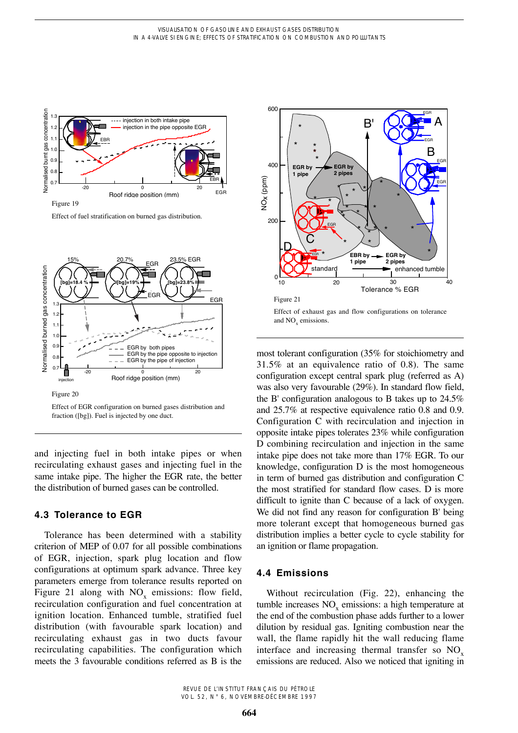Figure 19

Effect of fuel stratification on burned gas distribution.

Figure 20

Effect of EGR configuration on burned gases distribution and fraction ([bg]). Fuel is injected by one duct.

Figure 21

Effect of exhaust gas and flow configurations on tolerance and $NO_x$ emissions.

and injecting fuel in both intake pipes or when recirculating exhaust gases and injecting fuel in the same intake pipe. The higher the EGR rate, the better the distribution of burned gases can be controlled.

## 4.3 Tolerance to EGR

Tolerance has been determined with a stability criterion of MEP of 0.07 for all possible combinations of EGR, injection, spark plug location and flow configurations at optimum spark advance. Three key parameters emerge from tolerance results reported on Figure 21 along with $NO_x$ emissions: flow field, recirculation configuration and fuel concentration at ignition location. Enhanced tumble, stratified fuel distribution (with favourable spark location) and recirculating exhaust gas in two ducts favour recirculating capabilities. The configuration which meets the 3 favourable conditions referred as B is the most tolerant configuration (35% for stoichiometry and 31.5% at an equivalence ratio of 0.8). The same configuration except central spark plug (referred as A) was also very favourable (29%). In standard flow field, the B' configuration analogous to B takes up to 24.5% and 25.7% at respective equivalence ratio 0.8 and 0.9. Configuration C with recirculation and injection in opposite intake pipes tolerates 23% while configuration D combining recirculation and injection in the same intake pipe does not take more than 17% EGR. To our knowledge, configuration D is the most homogeneous in term of burned gas distribution and configuration C the most stratified for standard flow cases. D is more difficult to ignite than C because of a lack of oxygen. We did not find any reason for configuration B' being more tolerant except that homogeneous burned gas distribution implies a better cycle to cycle stability for an ignition or flame propagation.

## 4.4 Emissions

Without recirculation (Fig. 22), enhancing the tumble increases $NO_x$ emissions: a high temperature at the end of the combustion phase adds further to a lower dilution by residual gas. Igniting combustion near the wall, the flame rapidly hit the wall reducing flame interface and increasing thermal transfer so $NO_x$ emissions are reduced. Also we noticed that igniting in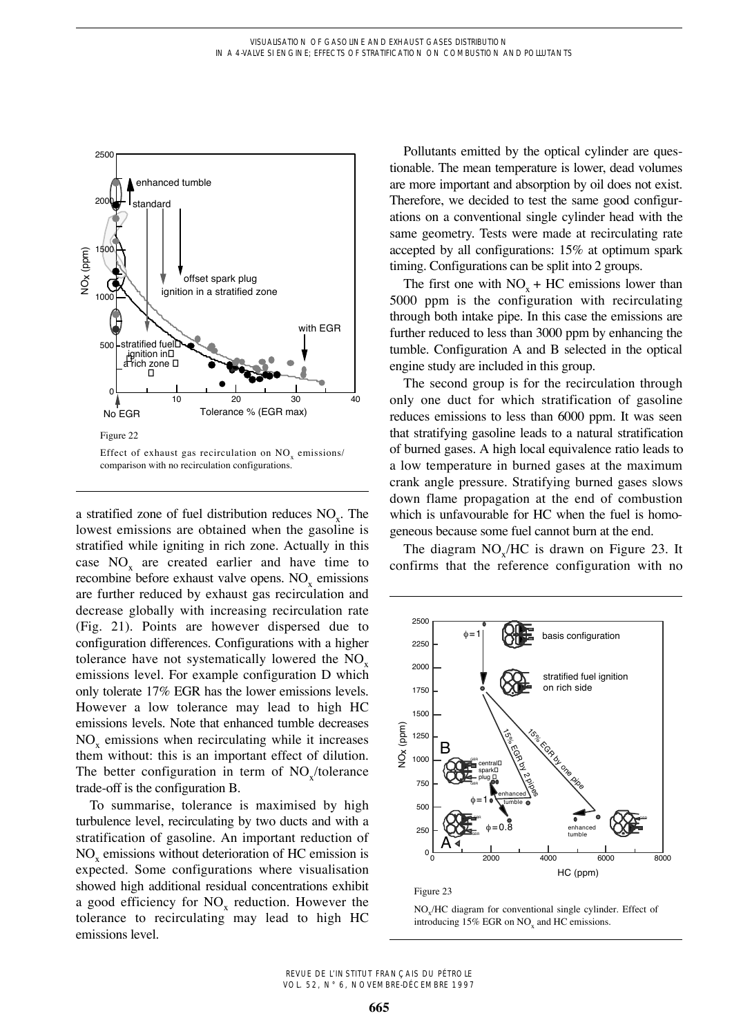Figure 22

Effect of exhaust gas recirculation on $NO_x$ emissions/ comparison with no recirculation configurations.

a stratified zone of fuel distribution reduces $NO_x$. The lowest emissions are obtained when the gasoline is stratified while igniting in rich zone. Actually in this case $NO_x$ are created earlier and have time to recombine before exhaust valve opens. $NO_x$ emissions are further reduced by exhaust gas recirculation and decrease globally with increasing recirculation rate (Fig. 21). Points are however dispersed due to configuration differences. Configurations with a higher tolerance have not systematically lowered the $NO_x$ emissions level. For example configuration D which only tolerate 17% EGR has the lower emissions levels. However a low tolerance may lead to high HC emissions levels. Note that enhanced tumble decreases $NO_x$ emissions when recirculating while it increases them without: this is an important effect of dilution. The better configuration in term of $NO_x$/tolerance trade-off is the configuration B.

To summarise, tolerance is maximised by high turbulence level, recirculating by two ducts and with a stratification of gasoline. An important reduction of $NO_x$ emissions without deterioration of HC emission is expected. Some configurations where visualisation showed high additional residual concentrations exhibit a good efficiency for $NO_x$ reduction. However the tolerance to recirculating may lead to high HC emissions level.

Pollutants emitted by the optical cylinder are questionable. The mean temperature is lower, dead volumes are more important and absorption by oil does not exist. Therefore, we decided to test the same good configurations on a conventional single cylinder head with the same geometry. Tests were made at recirculating rate accepted by all configurations: 15% at optimum spark timing. Configurations can be split into 2 groups.

The first one with $NO_x$ + HC emissions lower than 5000 ppm is the configuration with recirculating through both intake pipe. In this case the emissions are further reduced to less than 3000 ppm by enhancing the tumble. Configuration A and B selected in the optical engine study are included in this group.

The second group is for the recirculation through only one duct for which stratification of gasoline reduces emissions to less than 6000 ppm. It was seen that stratifying gasoline leads to a natural stratification of burned gases. A high local equivalence ratio leads to a low temperature in burned gases at the maximum crank angle pressure. Stratifying burned gases slows down flame propagation at the end of combustion which is unfavourable for HC when the fuel is homogeneous because some fuel cannot burn at the end.

The diagram $NO_x$/HC is drawn on Figure 23. It confirms that the reference configuration with no

Figure 23

$NO_x$/HC diagram for conventional single cylinder. Effect of introducing 15% EGR on $NO_x$ and HC emissions.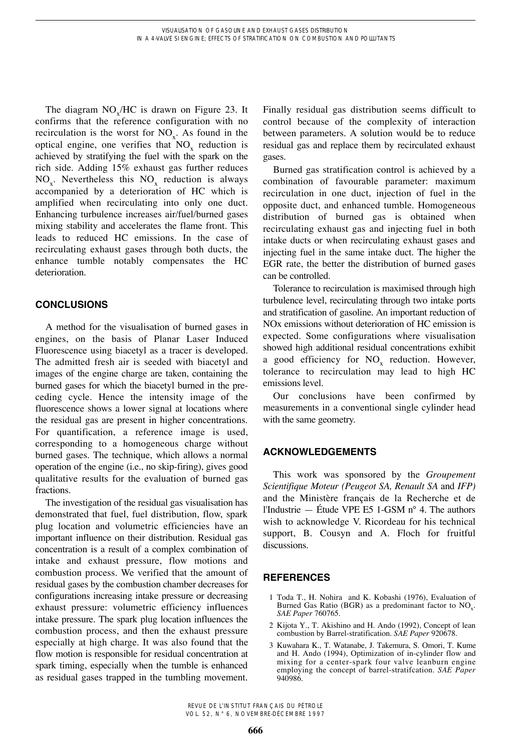The diagram $NO_x$/HC is drawn on Figure 23. It confirms that the reference configuration with no recirculation is the worst for $NO_x$. As found in the optical engine, one verifies that $NO_x$ reduction is achieved by stratifying the fuel with the spark on the rich side. Adding 15% exhaust gas further reduces $NO_x$. Nevertheless this $NO_x$ reduction is always accompanied by a deterioration of HC which is amplified when recirculating into only one duct. Enhancing turbulence increases air/fuel/burned gases mixing stability and accelerates the flame front. This leads to reduced HC emissions. In the case of recirculating exhaust gases through both ducts, the enhance tumble notably compensates the HC deterioration.

## CONCLUSIONS

A method for the visualisation of burned gases in engines, on the basis of Planar Laser Induced Fluorescence using biacetyl as a tracer is developed. The admitted fresh air is seeded with biacetyl and images of the engine charge are taken, containing the burned gases for which the biacetyl burned in the preceding cycle. Hence the intensity image of the fluorescence shows a lower signal at locations where the residual gas are present in higher concentrations. For quantification, a reference image is used, corresponding to a homogeneous charge without burned gases. The technique, which allows a normal operation of the engine (i.e., no skip-firing), gives good qualitative results for the evaluation of burned gas fractions.

The investigation of the residual gas visualisation has demonstrated that fuel, fuel distribution, flow, spark plug location and volumetric efficiencies have an important influence on their distribution. Residual gas concentration is a result of a complex combination of intake and exhaust pressure, flow motions and combustion process. We verified that the amount of residual gases by the combustion chamber decreases for configurations increasing intake pressure or decreasing exhaust pressure: volumetric efficiency influences intake pressure. The spark plug location influences the combustion process, and then the exhaust pressure especially at high charge. It was also found that the flow motion is responsible for residual concentration at spark timing, especially when the tumble is enhanced as residual gases trapped in the tumbling movement. Finally residual gas distribution seems difficult to control because of the complexity of interaction between parameters. A solution would be to reduce residual gas and replace them by recirculated exhaust gases.

Burned gas stratification control is achieved by a combination of favourable parameter: maximum recirculation in one duct, injection of fuel in the opposite duct, and enhanced tumble. Homogeneous distribution of burned gas is obtained when recirculating exhaust gas and injecting fuel in both intake ducts or when recirculating exhaust gases and injecting fuel in the same intake duct. The higher the EGR rate, the better the distribution of burned gases can be controlled.

Tolerance to recirculation is maximised through high turbulence level, recirculating through two intake ports and stratification of gasoline. An important reduction of NOx emissions without deterioration of HC emission is expected. Some configurations where visualisation showed high additional residual concentrations exhibit a good efficiency for $NO_x$ reduction. However, tolerance to recirculation may lead to high HC emissions level.

Our conclusions have been confirmed by measurements in a conventional single cylinder head with the same geometry.

## ACKNOWLEDGEMENTS

This work was sponsored by the *Groupement Scientifique Moteur (Peugeot SA, Renault SA* and *IFP)* and the Ministère français de la Recherche et de l'Industrie — Étude VPE E5 1-GSM n° 4. The authors wish to acknowledge V. Ricordeau for his technical support, B. Cousyn and A. Floch for fruitful discussions.

## REFERENCES

1 Toda T., H. Nohira and K. Kobashi (1976), Evaluation of Burned Gas Ratio (BGR) as a predominant factor to $NO_x$. *SAE Paper* 760765.

2 Kijota Y., T. Akishino and H. Ando (1992), Concept of lean combustion by Barrel-stratification. *SAE Paper* 920678.

3 Kuwahara K., T. Watanabe, J. Takemura, S. Omori, T. Kume and H. Ando (1994), Optimization of in-cylinder flow and mixing for a center-spark four valve leanburn engine employing the concept of barrel-stratifcation. *SAE Paper* 940986.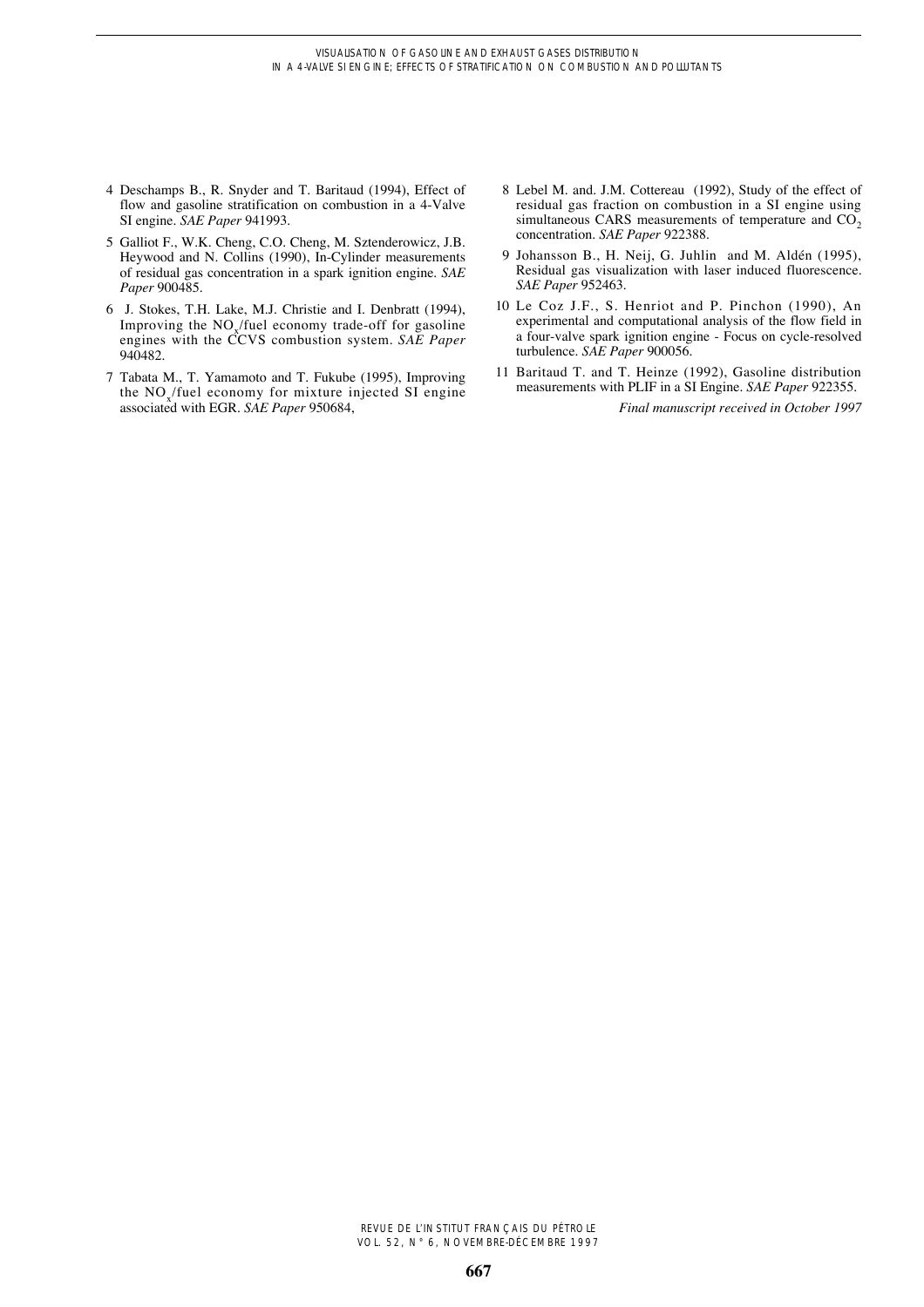4 Deschamps B., R. Snyder and T. Baritaud (1994), Effect of flow and gasoline stratification on combustion in a 4-Valve SI engine. *SAE Paper* 941993.

5 Galliot F., W.K. Cheng, C.O. Cheng, M. Sztenderowicz, J.B. Heywood and N. Collins (1990), In-Cylinder measurements of residual gas concentration in a spark ignition engine. *SAE Paper* 900485.

6 J. Stokes, T.H. Lake, M.J. Christie and I. Denbratt (1994), Improving the $NO_x$/fuel economy trade-off for gasoline engines with the CCVS combustion system. *SAE Paper* 940482.

7 Tabata M., T. Yamamoto and T. Fukube (1995), Improving the $NO_x$/fuel economy for mixture injected SI engine associated with EGR. *SAE Paper* 950684,

8 Lebel M. and. J.M. Cottereau (1992), Study of the effect of residual gas fraction on combustion in a SI engine using simultaneous CARS measurements of temperature and $CO_2$ concentration. *SAE Paper* 922388.

9 Johansson B., H. Neij, G. Juhlin and M. Aldén (1995), Residual gas visualization with laser induced fluorescence. *SAE Paper* 952463.

10 Le Coz J.F., S. Henriot and P. Pinchon (1990), An experimental and computational analysis of the flow field in a four-valve spark ignition engine - Focus on cycle-resolved turbulence. *SAE Paper* 900056.

11 Baritaud T. and T. Heinze (1992), Gasoline distribution measurements with PLIF in a SI Engine. *SAE Paper* 922355.

*Final manuscript received in October 1997*